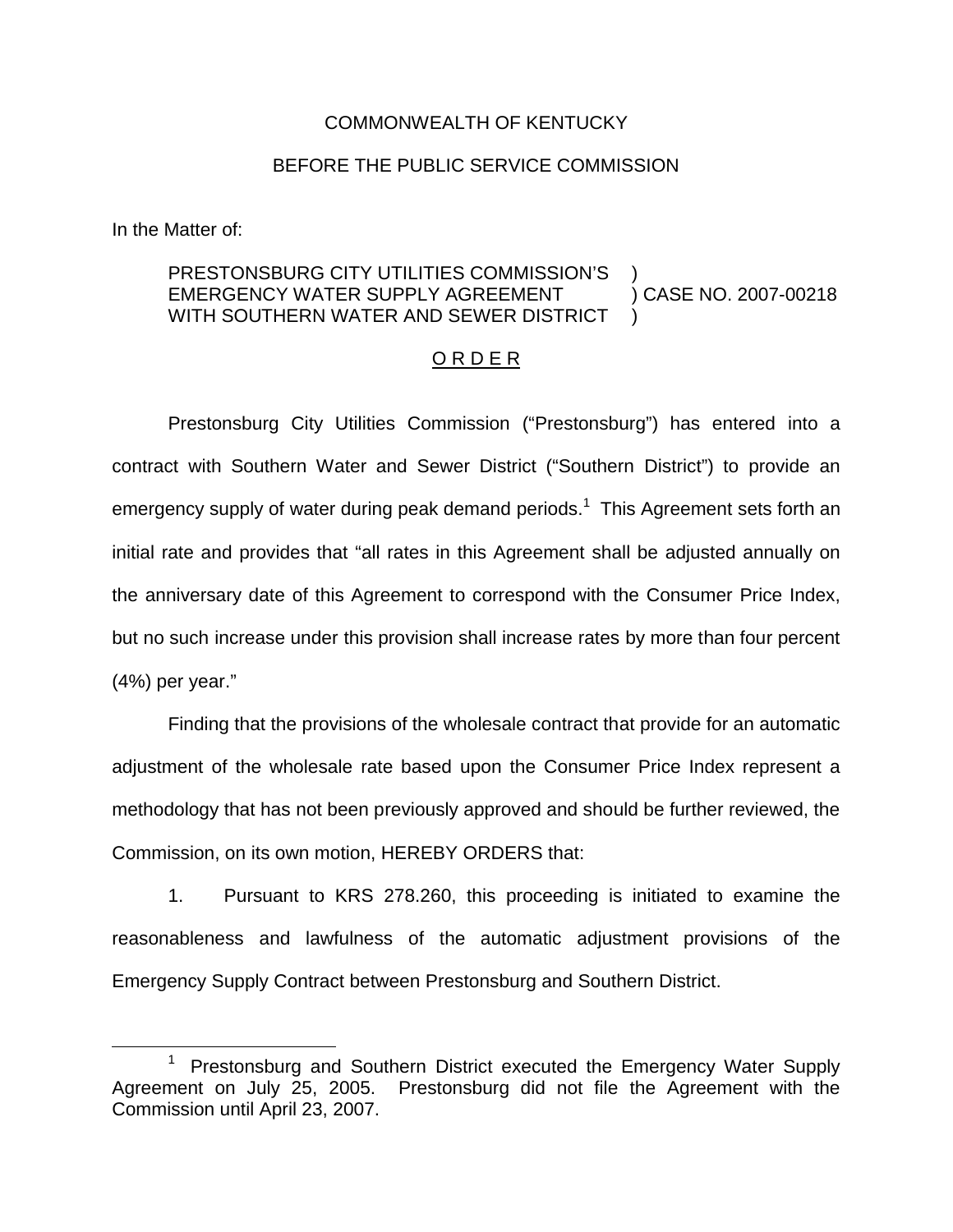COMMONWEALTH OF KENTUCKY

BEFORE THE PUBLIC SERVICE COMMISSION

In the Matter of:

PRESTONSBURG CITY UTILITIES COMMISSION'S )
EMERGENCY WATER SUPPLY AGREEMENT ) CASE NO. 2007-00218
WITH SOUTHERN WATER AND SEWER DISTRICT )

O R D E R

Prestonsburg City Utilities Commission ("Prestonsburg") has entered into a contract with Southern Water and Sewer District ("Southern District") to provide an emergency supply of water during peak demand periods.[1] This Agreement sets forth an initial rate and provides that "all rates in this Agreement shall be adjusted annually on the anniversary date of this Agreement to correspond with the Consumer Price Index, but no such increase under this provision shall increase rates by more than four percent (4%) per year."

Finding that the provisions of the wholesale contract that provide for an automatic adjustment of the wholesale rate based upon the Consumer Price Index represent a methodology that has not been previously approved and should be further reviewed, the Commission, on its own motion, HEREBY ORDERS that:

1. Pursuant to KRS 278.260, this proceeding is initiated to examine the reasonableness and lawfulness of the automatic adjustment provisions of the Emergency Supply Contract between Prestonsburg and Southern District.

[1] Prestonsburg and Southern District executed the Emergency Water Supply Agreement on July 25, 2005. Prestonsburg did not file the Agreement with the Commission until April 23, 2007.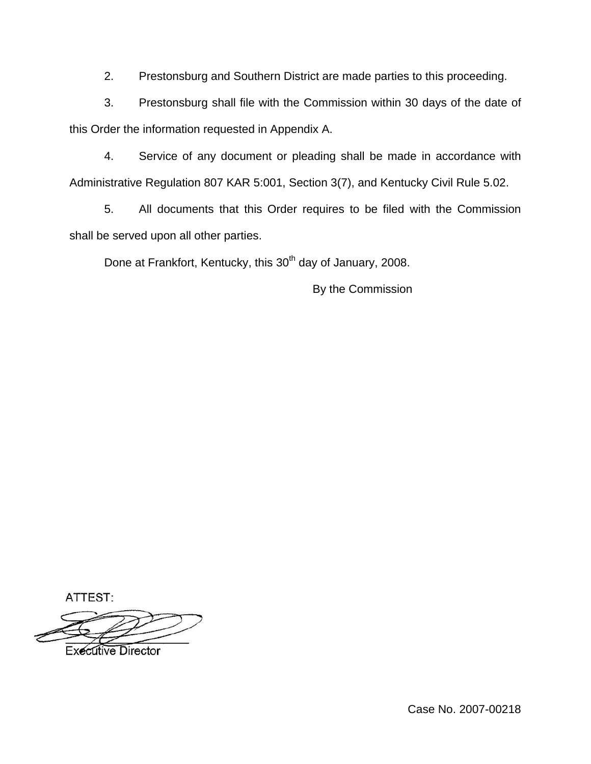2. Prestonsburg and Southern District are made parties to this proceeding.

3. Prestonsburg shall file with the Commission within 30 days of the date of this Order the information requested in Appendix A.

4. Service of any document or pleading shall be made in accordance with Administrative Regulation 807 KAR 5:001, Section 3(7), and Kentucky Civil Rule 5.02.

5. All documents that this Order requires to be filed with the Commission shall be served upon all other parties.

Done at Frankfort, Kentucky, this 30th day of January, 2008.

By the Commission

ATTEST:

Executive Director

Case No. 2007-00218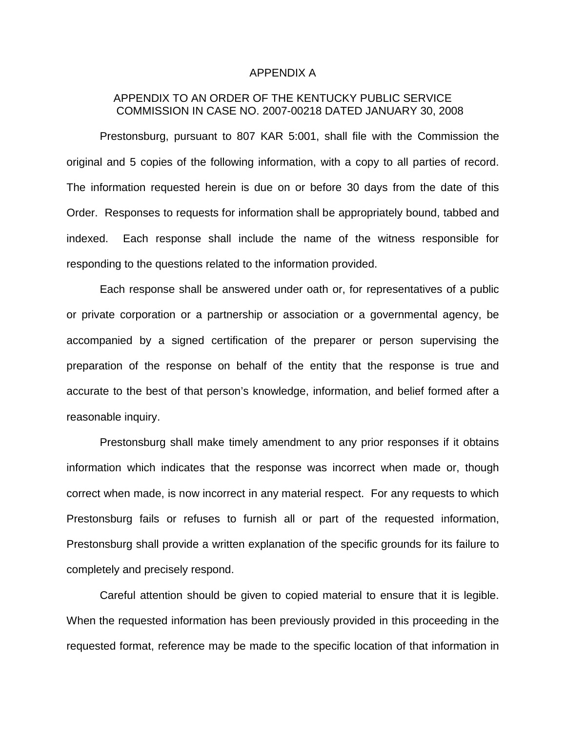# APPENDIX A

## APPENDIX TO AN ORDER OF THE KENTUCKY PUBLIC SERVICE COMMISSION IN CASE NO. 2007-00218 DATED JANUARY 30, 2008

Prestonsburg, pursuant to 807 KAR 5:001, shall file with the Commission the original and 5 copies of the following information, with a copy to all parties of record. The information requested herein is due on or before 30 days from the date of this Order. Responses to requests for information shall be appropriately bound, tabbed and indexed. Each response shall include the name of the witness responsible for responding to the questions related to the information provided.

Each response shall be answered under oath or, for representatives of a public or private corporation or a partnership or association or a governmental agency, be accompanied by a signed certification of the preparer or person supervising the preparation of the response on behalf of the entity that the response is true and accurate to the best of that person's knowledge, information, and belief formed after a reasonable inquiry.

Prestonsburg shall make timely amendment to any prior responses if it obtains information which indicates that the response was incorrect when made or, though correct when made, is now incorrect in any material respect. For any requests to which Prestonsburg fails or refuses to furnish all or part of the requested information, Prestonsburg shall provide a written explanation of the specific grounds for its failure to completely and precisely respond.

Careful attention should be given to copied material to ensure that it is legible. When the requested information has been previously provided in this proceeding in the requested format, reference may be made to the specific location of that information in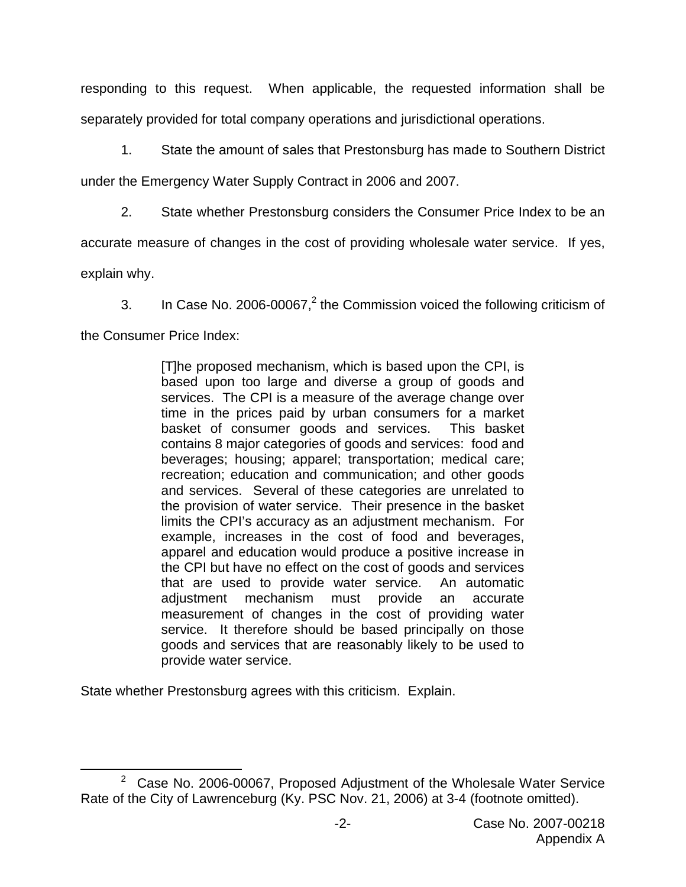responding to this request. When applicable, the requested information shall be separately provided for total company operations and jurisdictional operations.

1. State the amount of sales that Prestonsburg has made to Southern District under the Emergency Water Supply Contract in 2006 and 2007.

2. State whether Prestonsburg considers the Consumer Price Index to be an accurate measure of changes in the cost of providing wholesale water service. If yes, explain why.

3. In Case No. 2006-00067,[2] the Commission voiced the following criticism of the Consumer Price Index:

> [T]he proposed mechanism, which is based upon the CPI, is based upon too large and diverse a group of goods and services. The CPI is a measure of the average change over time in the prices paid by urban consumers for a market basket of consumer goods and services. This basket contains 8 major categories of goods and services: food and beverages; housing; apparel; transportation; medical care; recreation; education and communication; and other goods and services. Several of these categories are unrelated to the provision of water service. Their presence in the basket limits the CPI's accuracy as an adjustment mechanism. For example, increases in the cost of food and beverages, apparel and education would produce a positive increase in the CPI but have no effect on the cost of goods and services that are used to provide water service. An automatic adjustment mechanism must provide an accurate measurement of changes in the cost of providing water service. It therefore should be based principally on those goods and services that are reasonably likely to be used to provide water service.

State whether Prestonsburg agrees with this criticism. Explain.

---

[2] Case No. 2006-00067, Proposed Adjustment of the Wholesale Water Service Rate of the City of Lawrenceburg (Ky. PSC Nov. 21, 2006) at 3-4 (footnote omitted).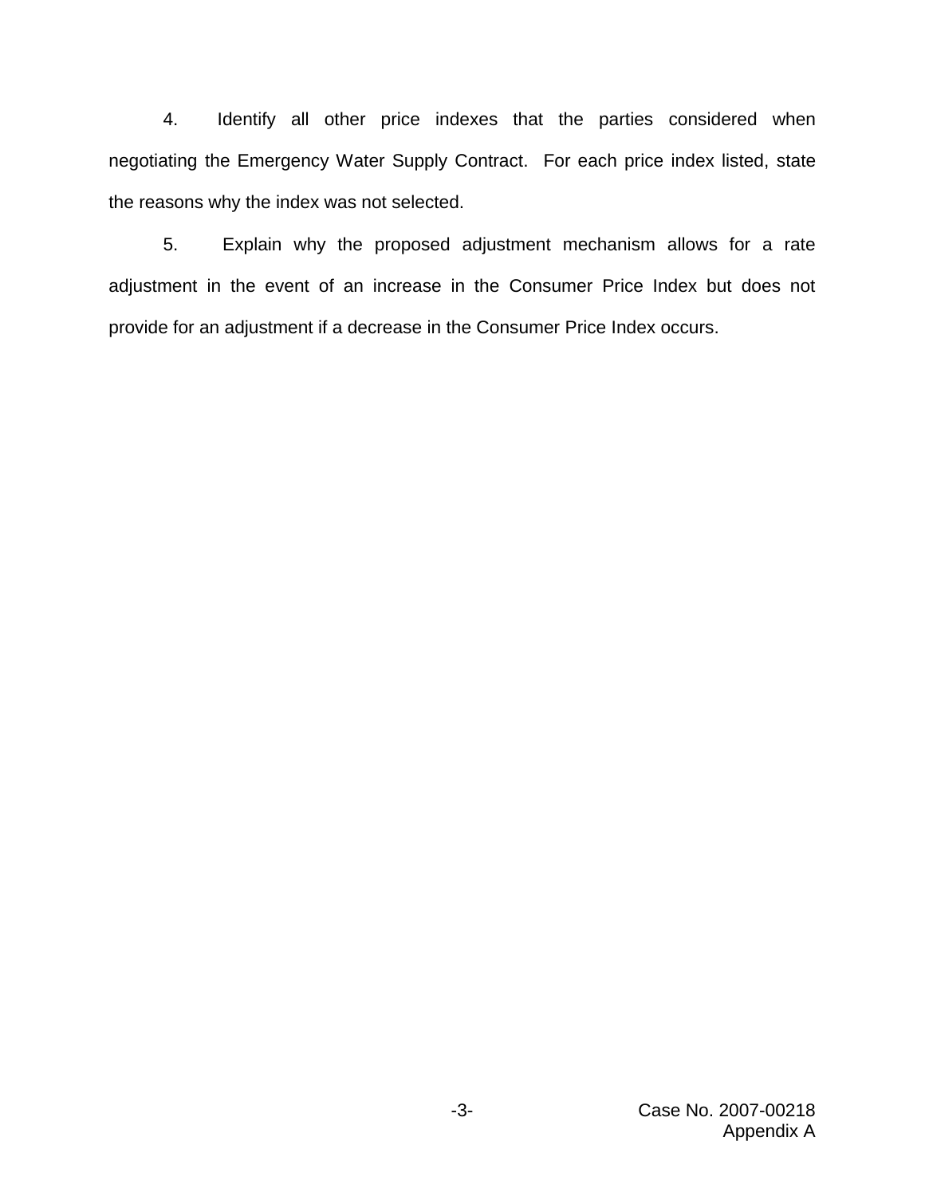4. Identify all other price indexes that the parties considered when negotiating the Emergency Water Supply Contract. For each price index listed, state the reasons why the index was not selected.

5. Explain why the proposed adjustment mechanism allows for a rate adjustment in the event of an increase in the Consumer Price Index but does not provide for an adjustment if a decrease in the Consumer Price Index occurs.